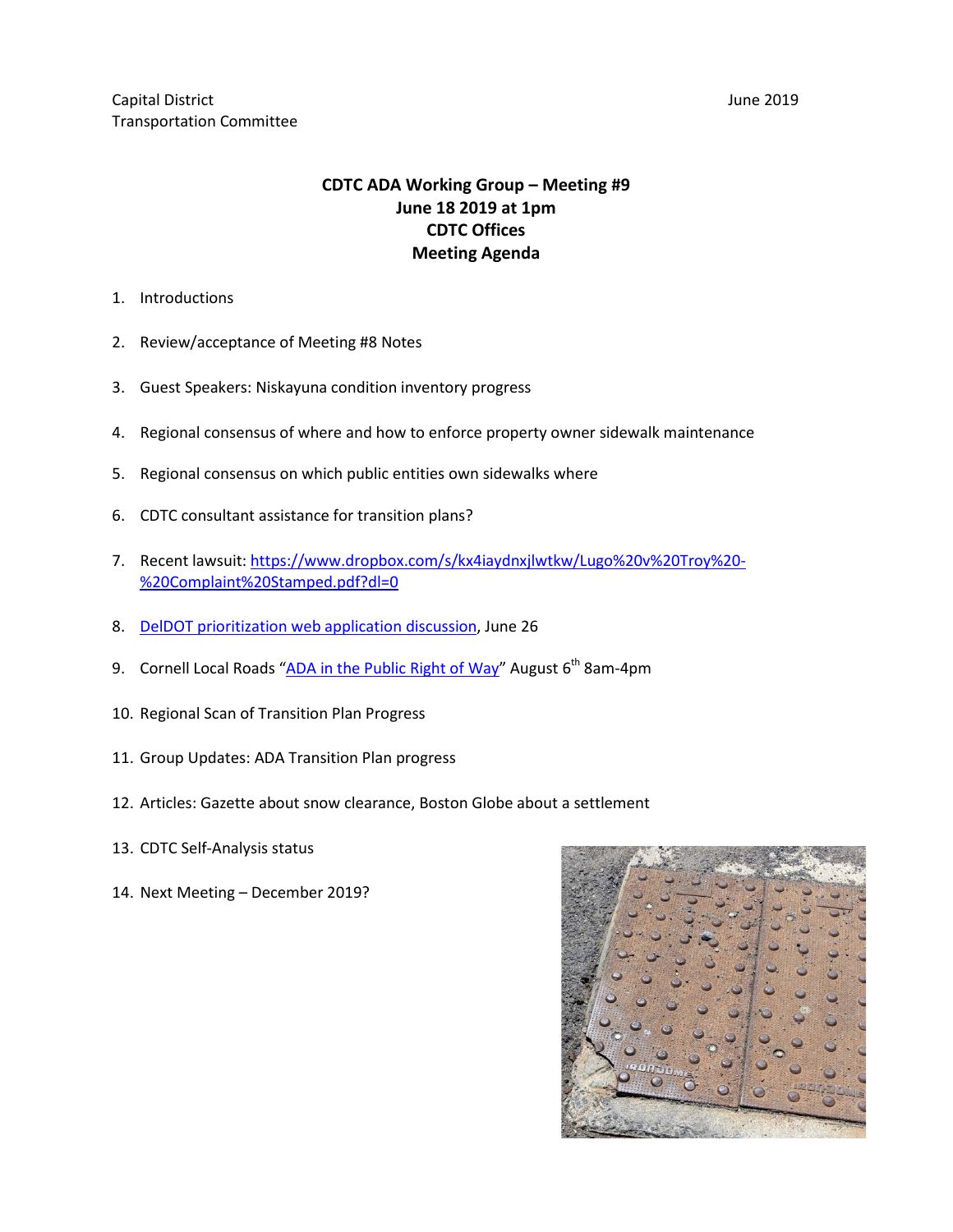Capital District
Transportation Committee

June 2019

**CDTC ADA Working Group – Meeting #9**
**June 18 2019 at 1pm**
**CDTC Offices**
**Meeting Agenda**

1. Introductions
2. Review/acceptance of Meeting #8 Notes
3. Guest Speakers: Niskayuna condition inventory progress
4. Regional consensus of where and how to enforce property owner sidewalk maintenance
5. Regional consensus on which public entities own sidewalks where
6. CDTC consultant assistance for transition plans?
7. Recent lawsuit: https://www.dropbox.com/s/kx4iaydnxjlwtkw/Lugo%20v%20Troy%20-%20Complaint%20Stamped.pdf?dl=0
8. DelDOT prioritization web application discussion, June 26
9. Cornell Local Roads "ADA in the Public Right of Way" August 6th 8am-4pm
10. Regional Scan of Transition Plan Progress
11. Group Updates: ADA Transition Plan progress
12. Articles: Gazette about snow clearance, Boston Globe about a settlement
13. CDTC Self-Analysis status
14. Next Meeting – December 2019?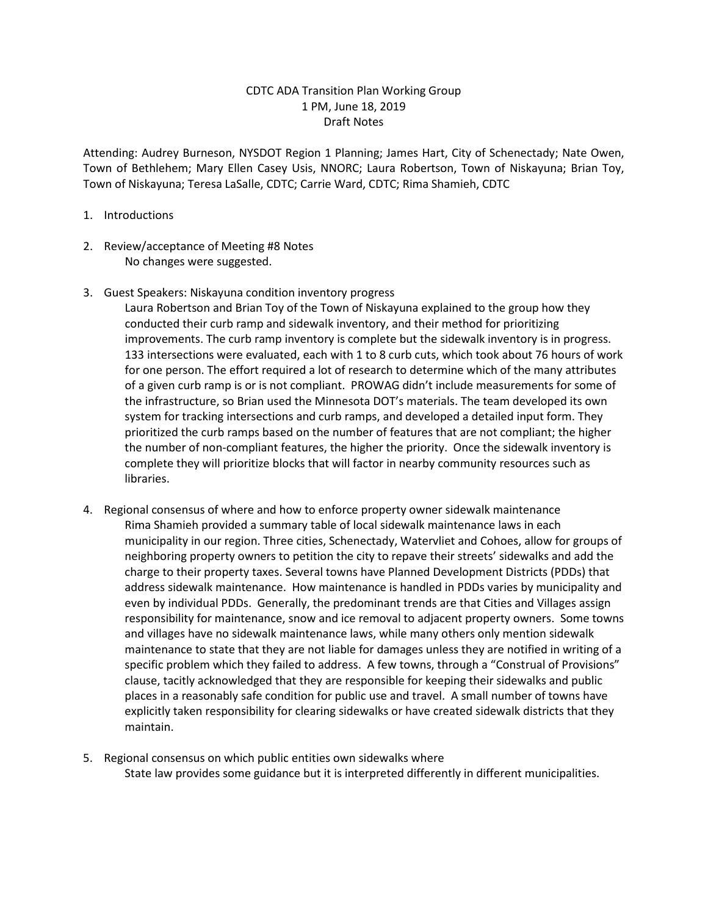CDTC ADA Transition Plan Working Group
1 PM, June 18, 2019
Draft Notes

Attending: Audrey Burneson, NYSDOT Region 1 Planning; James Hart, City of Schenectady; Nate Owen, Town of Bethlehem; Mary Ellen Casey Usis, NNORC; Laura Robertson, Town of Niskayuna; Brian Toy, Town of Niskayuna; Teresa LaSalle, CDTC; Carrie Ward, CDTC; Rima Shamieh, CDTC

1. Introductions

2. Review/acceptance of Meeting #8 Notes

   No changes were suggested.

3. Guest Speakers: Niskayuna condition inventory progress

   Laura Robertson and Brian Toy of the Town of Niskayuna explained to the group how they conducted their curb ramp and sidewalk inventory, and their method for prioritizing improvements. The curb ramp inventory is complete but the sidewalk inventory is in progress. 133 intersections were evaluated, each with 1 to 8 curb cuts, which took about 76 hours of work for one person. The effort required a lot of research to determine which of the many attributes of a given curb ramp is or is not compliant. PROWAG didn't include measurements for some of the infrastructure, so Brian used the Minnesota DOT's materials. The team developed its own system for tracking intersections and curb ramps, and developed a detailed input form. They prioritized the curb ramps based on the number of features that are not compliant; the higher the number of non-compliant features, the higher the priority. Once the sidewalk inventory is complete they will prioritize blocks that will factor in nearby community resources such as libraries.

4. Regional consensus of where and how to enforce property owner sidewalk maintenance

   Rima Shamieh provided a summary table of local sidewalk maintenance laws in each municipality in our region. Three cities, Schenectady, Watervliet and Cohoes, allow for groups of neighboring property owners to petition the city to repave their streets' sidewalks and add the charge to their property taxes. Several towns have Planned Development Districts (PDDs) that address sidewalk maintenance. How maintenance is handled in PDDs varies by municipality and even by individual PDDs. Generally, the predominant trends are that Cities and Villages assign responsibility for maintenance, snow and ice removal to adjacent property owners. Some towns and villages have no sidewalk maintenance laws, while many others only mention sidewalk maintenance to state that they are not liable for damages unless they are notified in writing of a specific problem which they failed to address. A few towns, through a "Construal of Provisions" clause, tacitly acknowledged that they are responsible for keeping their sidewalks and public places in a reasonably safe condition for public use and travel. A small number of towns have explicitly taken responsibility for clearing sidewalks or have created sidewalk districts that they maintain.

5. Regional consensus on which public entities own sidewalks where

   State law provides some guidance but it is interpreted differently in different municipalities.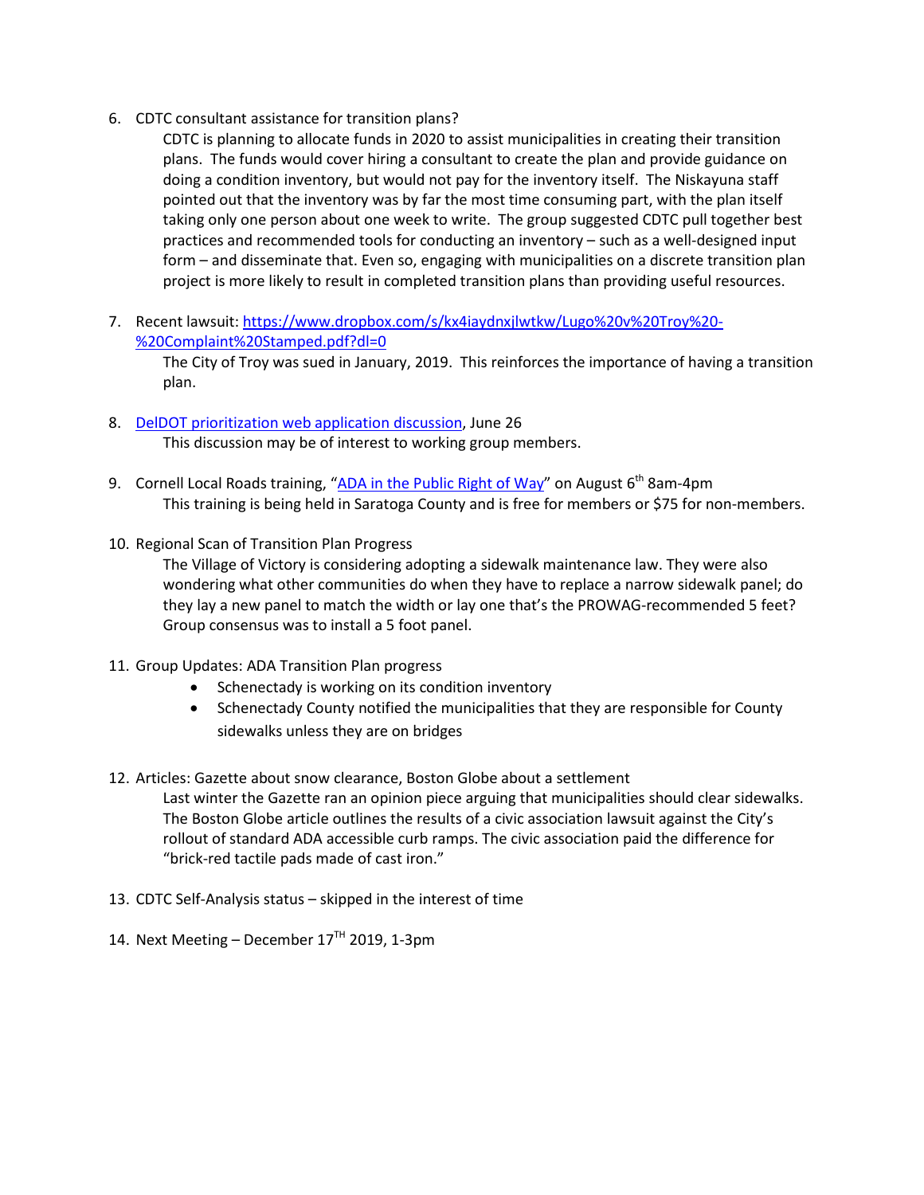6. CDTC consultant assistance for transition plans?

   CDTC is planning to allocate funds in 2020 to assist municipalities in creating their transition plans. The funds would cover hiring a consultant to create the plan and provide guidance on doing a condition inventory, but would not pay for the inventory itself. The Niskayuna staff pointed out that the inventory was by far the most time consuming part, with the plan itself taking only one person about one week to write. The group suggested CDTC pull together best practices and recommended tools for conducting an inventory – such as a well-designed input form – and disseminate that. Even so, engaging with municipalities on a discrete transition plan project is more likely to result in completed transition plans than providing useful resources.

7. Recent lawsuit: https://www.dropbox.com/s/kx4iaydnxjlwtkw/Lugo%20v%20Troy%20-%20Complaint%20Stamped.pdf?dl=0

   The City of Troy was sued in January, 2019. This reinforces the importance of having a transition plan.

8. DelDOT prioritization web application discussion, June 26

   This discussion may be of interest to working group members.

9. Cornell Local Roads training, "ADA in the Public Right of Way" on August 6th 8am-4pm

   This training is being held in Saratoga County and is free for members or $75 for non-members.

10. Regional Scan of Transition Plan Progress

    The Village of Victory is considering adopting a sidewalk maintenance law. They were also wondering what other communities do when they have to replace a narrow sidewalk panel; do they lay a new panel to match the width or lay one that's the PROWAG-recommended 5 feet? Group consensus was to install a 5 foot panel.

11. Group Updates: ADA Transition Plan progress
    - Schenectady is working on its condition inventory
    - Schenectady County notified the municipalities that they are responsible for County sidewalks unless they are on bridges

12. Articles: Gazette about snow clearance, Boston Globe about a settlement

    Last winter the Gazette ran an opinion piece arguing that municipalities should clear sidewalks. The Boston Globe article outlines the results of a civic association lawsuit against the City's rollout of standard ADA accessible curb ramps. The civic association paid the difference for "brick-red tactile pads made of cast iron."

13. CDTC Self-Analysis status – skipped in the interest of time

14. Next Meeting – December 17TH 2019, 1-3pm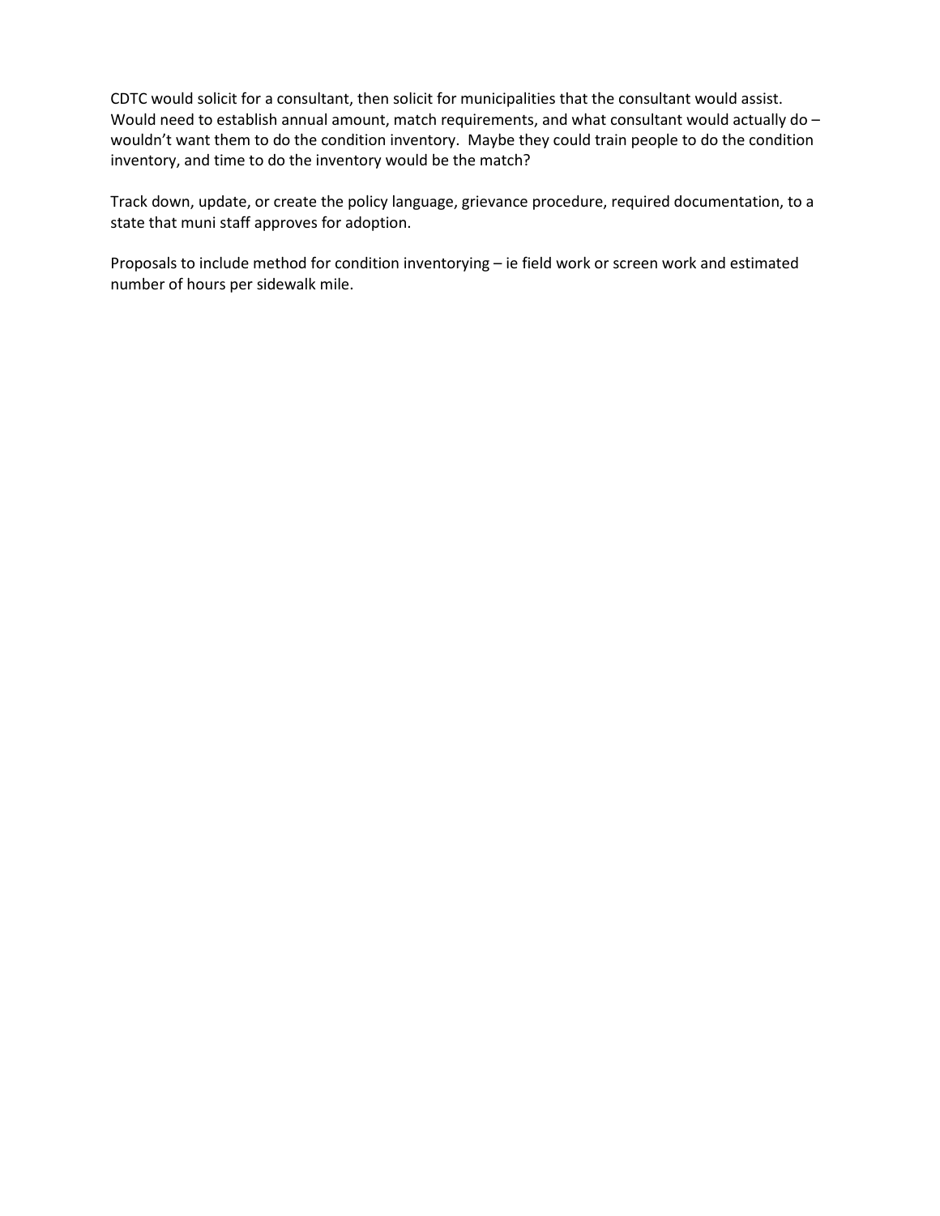CDTC would solicit for a consultant, then solicit for municipalities that the consultant would assist. Would need to establish annual amount, match requirements, and what consultant would actually do – wouldn't want them to do the condition inventory. Maybe they could train people to do the condition inventory, and time to do the inventory would be the match?

Track down, update, or create the policy language, grievance procedure, required documentation, to a state that muni staff approves for adoption.

Proposals to include method for condition inventorying – ie field work or screen work and estimated number of hours per sidewalk mile.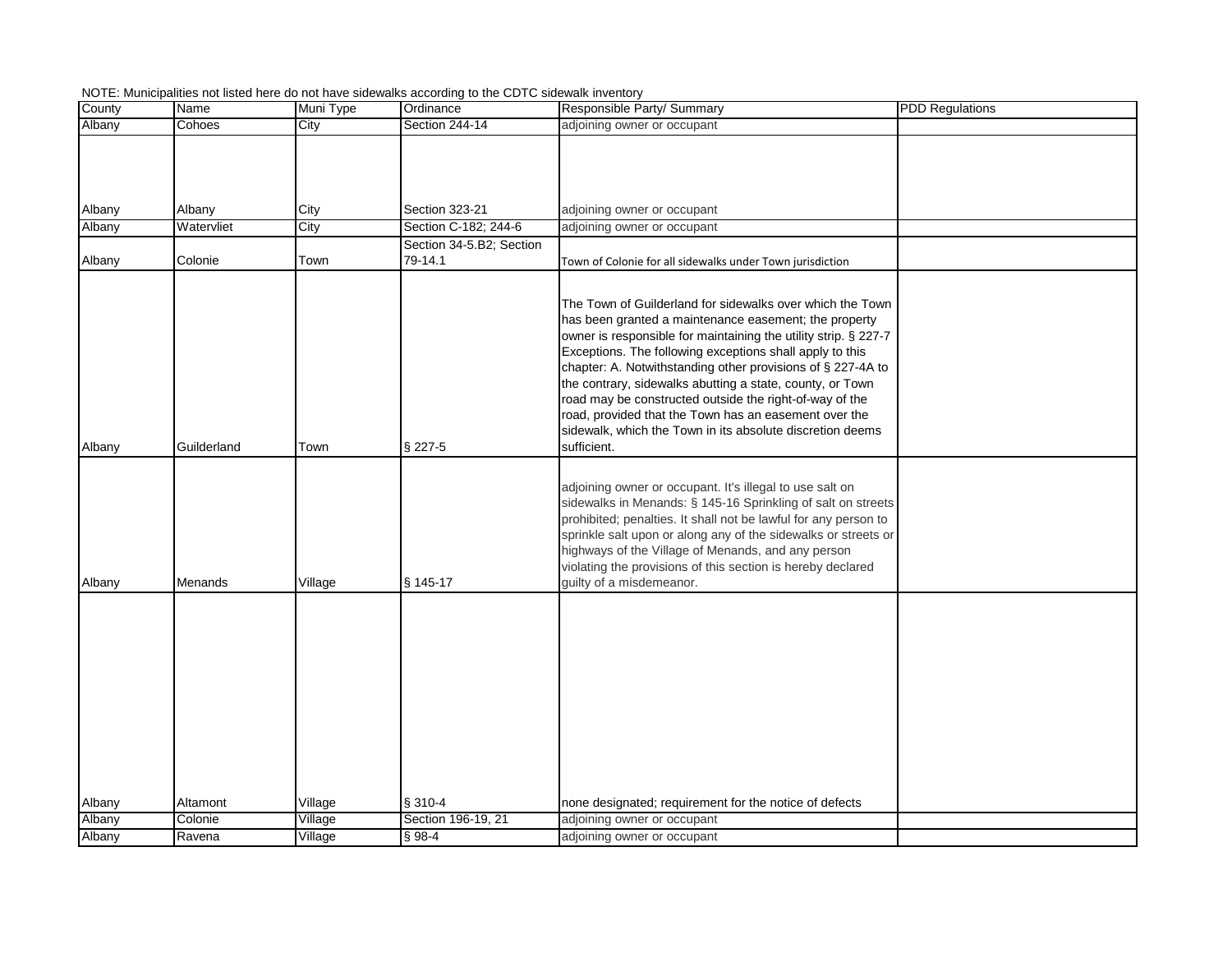NOTE: Municipalities not listed here do not have sidewalks according to the CDTC sidewalk inventory

| County | Name | Muni Type | Ordinance | Responsible Party/ Summary | PDD Regulations |
|---|---|---|---|---|---|
| Albany | Cohoes | City | Section 244-14 | adjoining owner or occupant | |
| Albany | Albany | City | Section 323-21 | adjoining owner or occupant | |
| Albany | Watervliet | City | Section C-182; 244-6 | adjoining owner or occupant | |
| Albany | Colonie | Town | Section 34-5.B2; Section 79-14.1 | Town of Colonie for all sidewalks under Town jurisdiction | |
| Albany | Guilderland | Town | § 227-5 | The Town of Guilderland for sidewalks over which the Town has been granted a maintenance easement; the property owner is responsible for maintaining the utility strip. § 227-7 Exceptions. The following exceptions shall apply to this chapter: A. Notwithstanding other provisions of § 227-4A to the contrary, sidewalks abutting a state, county, or Town road may be constructed outside the right-of-way of the road, provided that the Town has an easement over the sidewalk, which the Town in its absolute discretion deems sufficient. | |
| Albany | Menands | Village | § 145-17 | adjoining owner or occupant. It's illegal to use salt on sidewalks in Menands: § 145-16 Sprinkling of salt on streets prohibited; penalties. It shall not be lawful for any person to sprinkle salt upon or along any of the sidewalks or streets or highways of the Village of Menands, and any person violating the provisions of this section is hereby declared guilty of a misdemeanor. | |
| Albany | Altamont | Village | § 310-4 | none designated; requirement for the notice of defects | |
| Albany | Colonie | Village | Section 196-19, 21 | adjoining owner or occupant | |
| Albany | Ravena | Village | § 98-4 | adjoining owner or occupant | |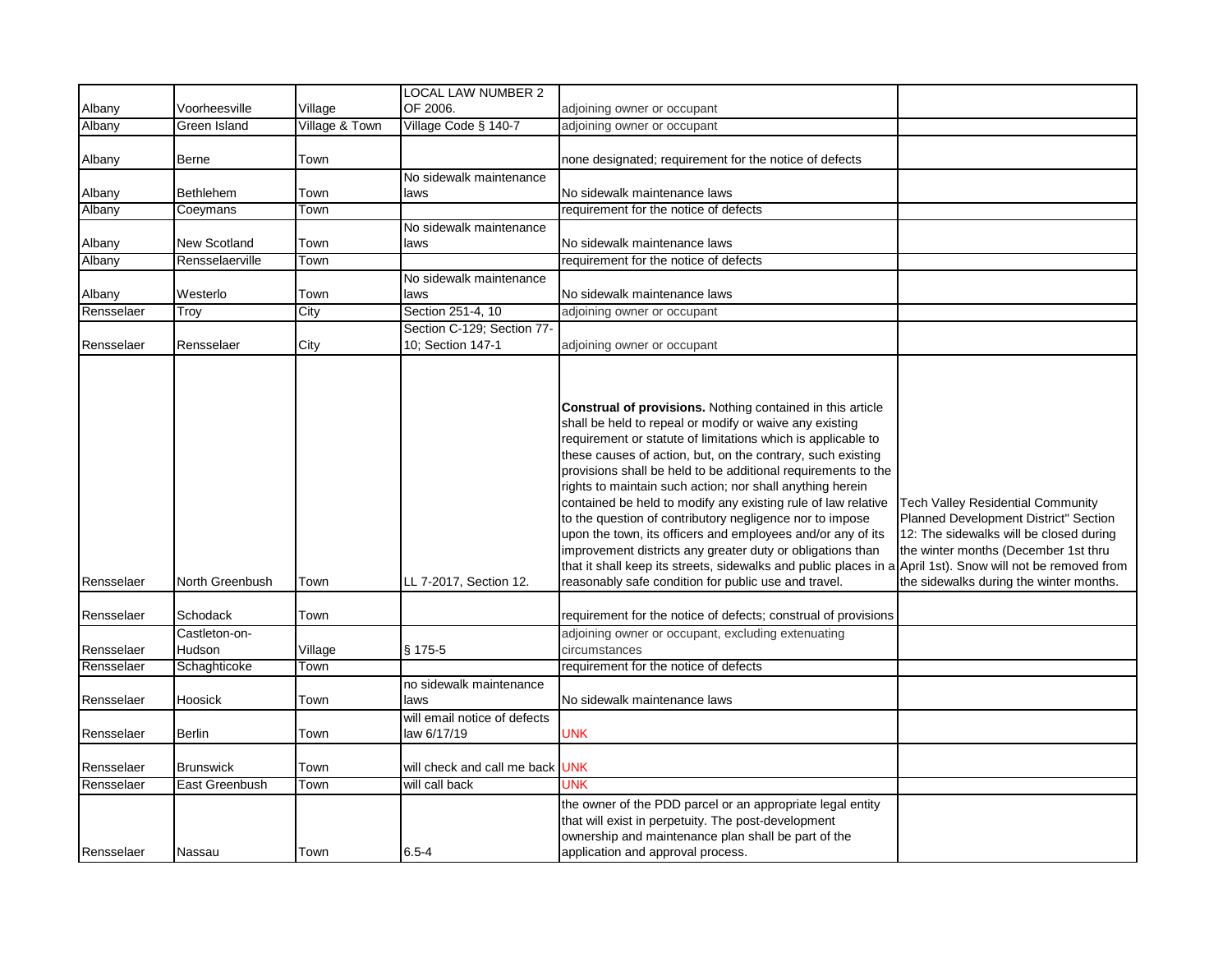| | | | | | |
|---|---|---|---|---|---|
| Albany | Voorheesville | Village | LOCAL LAW NUMBER 2 OF 2006. | adjoining owner or occupant | |
| Albany | Green Island | Village & Town | Village Code § 140-7 | adjoining owner or occupant | |
| Albany | Berne | Town | | none designated; requirement for the notice of defects | |
| Albany | Bethlehem | Town | No sidewalk maintenance laws | No sidewalk maintenance laws | |
| Albany | Coeymans | Town | | requirement for the notice of defects | |
| Albany | New Scotland | Town | No sidewalk maintenance laws | No sidewalk maintenance laws | |
| Albany | Rensselaerville | Town | | requirement for the notice of defects | |
| Albany | Westerlo | Town | No sidewalk maintenance laws | No sidewalk maintenance laws | |
| Rensselaer | Troy | City | Section 251-4, 10 | adjoining owner or occupant | |
| Rensselaer | Rensselaer | City | Section C-129; Section 77-10; Section 147-1 | adjoining owner or occupant | |
| Rensselaer | North Greenbush | Town | LL 7-2017, Section 12. | **Construal of provisions.** Nothing contained in this article shall be held to repeal or modify or waive any existing requirement or statute of limitations which is applicable to these causes of action, but, on the contrary, such existing provisions shall be held to be additional requirements to the rights to maintain such action; nor shall anything herein contained be held to modify any existing rule of law relative to the question of contributory negligence nor to impose upon the town, its officers and employees and/or any of its improvement districts any greater duty or obligations than that it shall keep its streets, sidewalks and public places in a reasonably safe condition for public use and travel. | Tech Valley Residential Community Planned Development District" Section 12: The sidewalks will be closed during the winter months (December 1st thru April 1st). Snow will not be removed from the sidewalks during the winter months. |
| Rensselaer | Schodack | Town | | requirement for the notice of defects; construal of provisions | |
| Rensselaer | Castleton-on-Hudson | Village | § 175-5 | adjoining owner or occupant, excluding extenuating circumstances | |
| Rensselaer | Schaghticoke | Town | | requirement for the notice of defects | |
| Rensselaer | Hoosick | Town | no sidewalk maintenance laws | No sidewalk maintenance laws | |
| Rensselaer | Berlin | Town | will email notice of defects law 6/17/19 | UNK | |
| Rensselaer | Brunswick | Town | will check and call me back | UNK | |
| Rensselaer | East Greenbush | Town | will call back | UNK | |
| Rensselaer | Nassau | Town | 6.5-4 | the owner of the PDD parcel or an appropriate legal entity that will exist in perpetuity. The post-development ownership and maintenance plan shall be part of the application and approval process. | |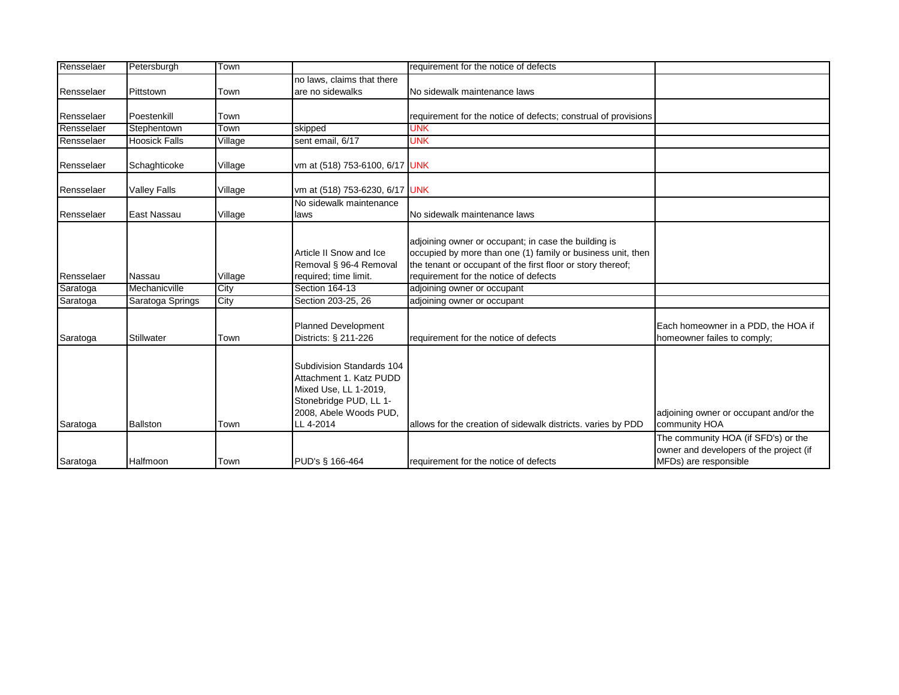| Rensselaer | Petersburgh | Town | | requirement for the notice of defects | |
|---|---|---|---|---|---|
| Rensselaer | Pittstown | Town | no laws, claims that there are no sidewalks | No sidewalk maintenance laws | |
| Rensselaer | Poestenkill | Town | | requirement for the notice of defects; construal of provisions | |
| Rensselaer | Stephentown | Town | skipped | UNK | |
| Rensselaer | Hoosick Falls | Village | sent email, 6/17 | UNK | |
| Rensselaer | Schaghticoke | Village | vm at (518) 753-6100, 6/17 | UNK | |
| Rensselaer | Valley Falls | Village | vm at (518) 753-6230, 6/17 | UNK | |
| Rensselaer | East Nassau | Village | No sidewalk maintenance laws | No sidewalk maintenance laws | |
| Rensselaer | Nassau | Village | Article II Snow and Ice Removal § 96-4 Removal required; time limit. | adjoining owner or occupant; in case the building is occupied by more than one (1) family or business unit, then the tenant or occupant of the first floor or story thereof; requirement for the notice of defects | |
| Saratoga | Mechanicville | City | Section 164-13 | adjoining owner or occupant | |
| Saratoga | Saratoga Springs | City | Section 203-25, 26 | adjoining owner or occupant | |
| Saratoga | Stillwater | Town | Planned Development Districts: § 211-226 | requirement for the notice of defects | Each homeowner in a PDD, the HOA if homeowner failes to comply; |
| Saratoga | Ballston | Town | Subdivision Standards 104 Attachment 1. Katz PUDD Mixed Use, LL 1-2019, Stonebridge PUD, LL 1-2008, Abele Woods PUD, LL 4-2014 | allows for the creation of sidewalk districts. varies by PDD | adjoining owner or occupant and/or the community HOA |
| Saratoga | Halfmoon | Town | PUD's § 166-464 | requirement for the notice of defects | The community HOA (if SFD's) or the owner and developers of the project (if MFDs) are responsible |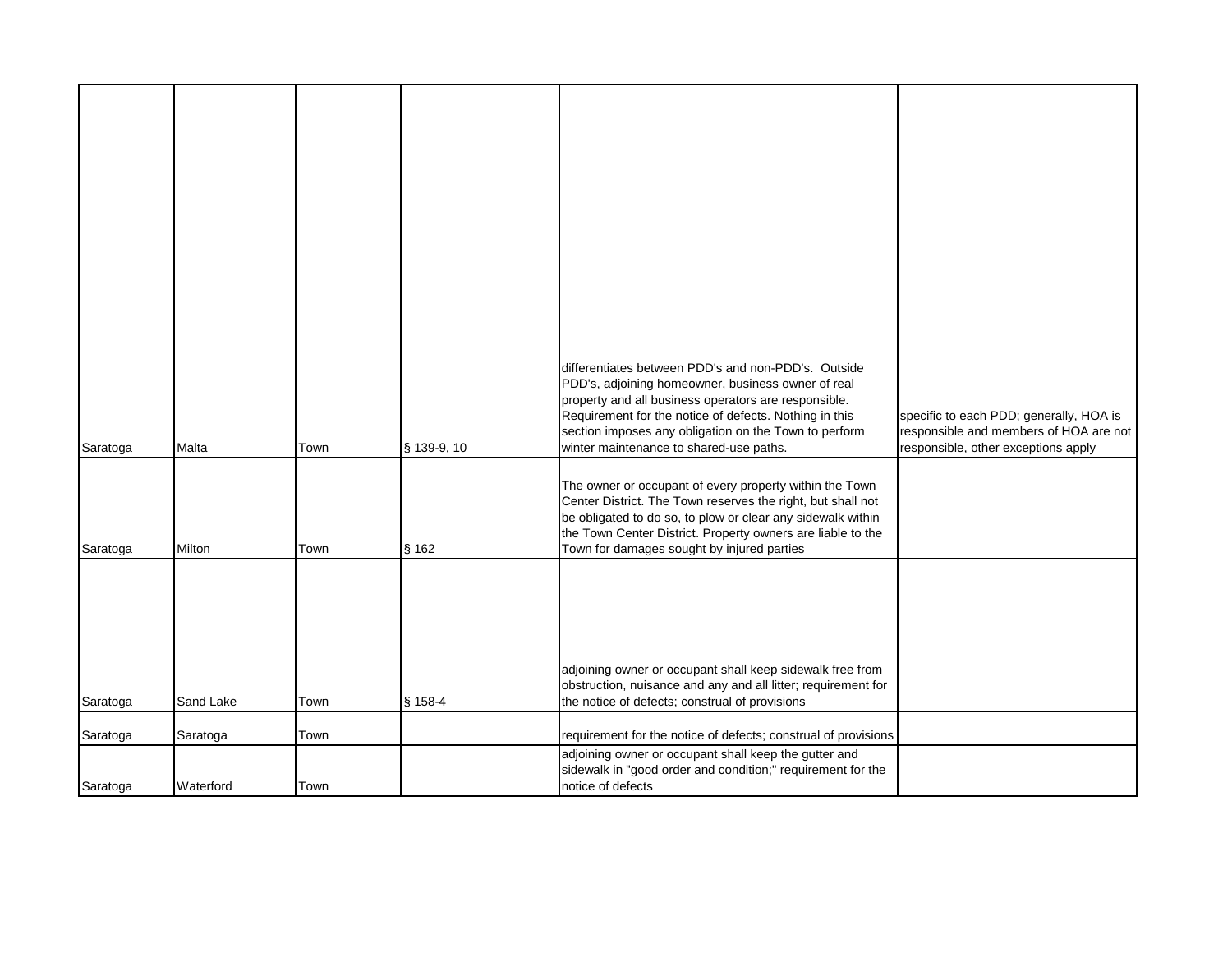| | | | | | |
|---|---|---|---|---|---|
| Saratoga | Malta | Town | § 139-9, 10 | differentiates between PDD's and non-PDD's. Outside PDD's, adjoining homeowner, business owner of real property and all business operators are responsible. Requirement for the notice of defects. Nothing in this section imposes any obligation on the Town to perform winter maintenance to shared-use paths. | specific to each PDD; generally, HOA is responsible and members of HOA are not responsible, other exceptions apply |
| Saratoga | Milton | Town | § 162 | The owner or occupant of every property within the Town Center District. The Town reserves the right, but shall not be obligated to do so, to plow or clear any sidewalk within the Town Center District. Property owners are liable to the Town for damages sought by injured parties | |
| Saratoga | Sand Lake | Town | § 158-4 | adjoining owner or occupant shall keep sidewalk free from obstruction, nuisance and any and all litter; requirement for the notice of defects; construal of provisions | |
| Saratoga | Saratoga | Town | | requirement for the notice of defects; construal of provisions | |
| Saratoga | Waterford | Town | | adjoining owner or occupant shall keep the gutter and sidewalk in "good order and condition;" requirement for the notice of defects | |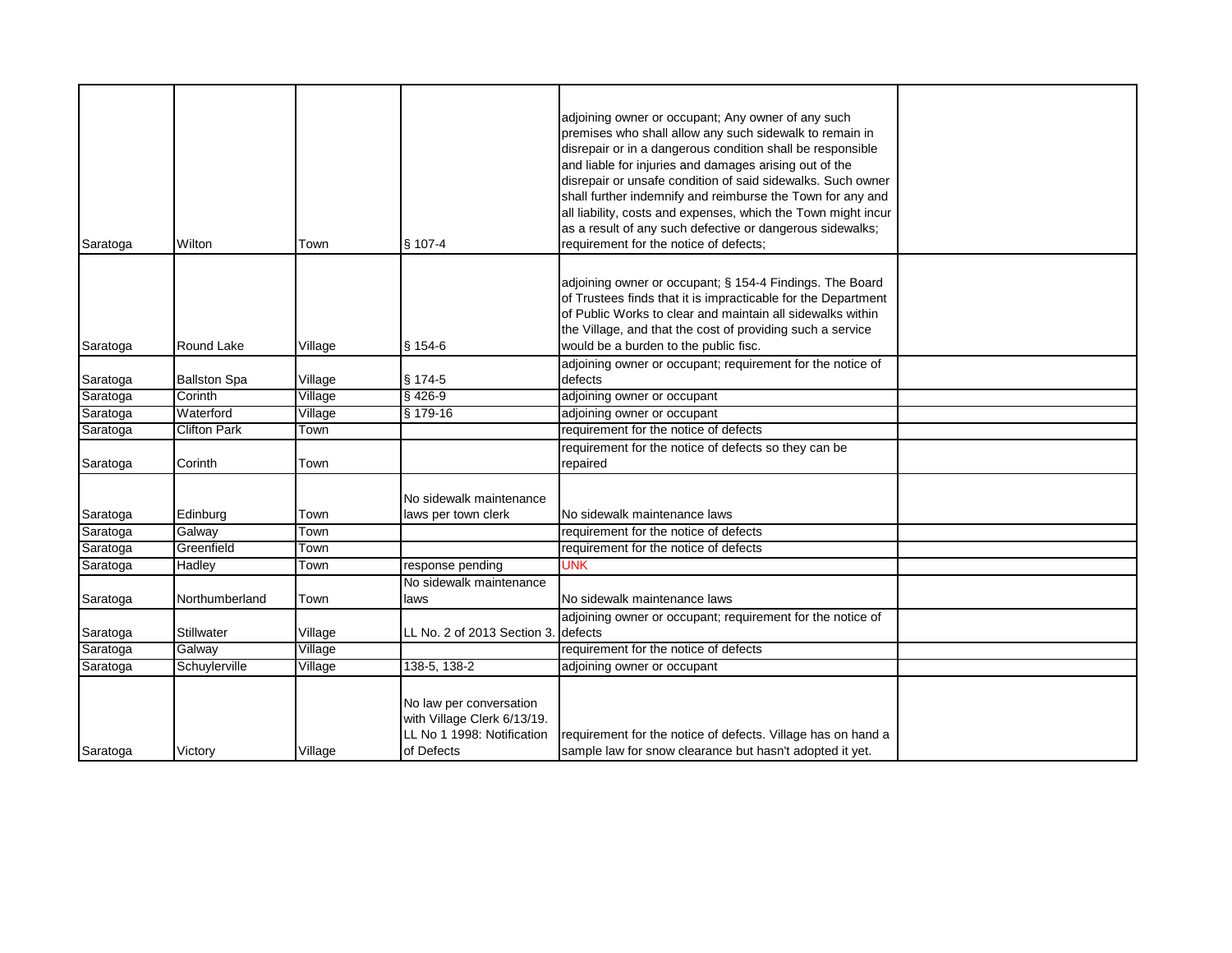| | | | | | |
|---|---|---|---|---|---|
| Saratoga | Wilton | Town | § 107-4 | adjoining owner or occupant; Any owner of any such premises who shall allow any such sidewalk to remain in disrepair or in a dangerous condition shall be responsible and liable for injuries and damages arising out of the disrepair or unsafe condition of said sidewalks. Such owner shall further indemnify and reimburse the Town for any and all liability, costs and expenses, which the Town might incur as a result of any such defective or dangerous sidewalks; requirement for the notice of defects; | |
| Saratoga | Round Lake | Village | § 154-6 | adjoining owner or occupant; § 154-4 Findings. The Board of Trustees finds that it is impracticable for the Department of Public Works to clear and maintain all sidewalks within the Village, and that the cost of providing such a service would be a burden to the public fisc. | |
| Saratoga | Ballston Spa | Village | § 174-5 | adjoining owner or occupant; requirement for the notice of defects | |
| Saratoga | Corinth | Village | § 426-9 | adjoining owner or occupant | |
| Saratoga | Waterford | Village | § 179-16 | adjoining owner or occupant | |
| Saratoga | Clifton Park | Town | | requirement for the notice of defects | |
| Saratoga | Corinth | Town | | requirement for the notice of defects so they can be repaired | |
| Saratoga | Edinburg | Town | No sidewalk maintenance laws per town clerk | No sidewalk maintenance laws | |
| Saratoga | Galway | Town | | requirement for the notice of defects | |
| Saratoga | Greenfield | Town | | requirement for the notice of defects | |
| Saratoga | Hadley | Town | response pending | UNK | |
| Saratoga | Northumberland | Town | No sidewalk maintenance laws | No sidewalk maintenance laws | |
| Saratoga | Stillwater | Village | LL No. 2 of 2013 Section 3. | adjoining owner or occupant; requirement for the notice of defects | |
| Saratoga | Galway | Village | | requirement for the notice of defects | |
| Saratoga | Schuylerville | Village | 138-5, 138-2 | adjoining owner or occupant | |
| Saratoga | Victory | Village | No law per conversation with Village Clerk 6/13/19. LL No 1 1998: Notification of Defects | requirement for the notice of defects. Village has on hand a sample law for snow clearance but hasn't adopted it yet. | |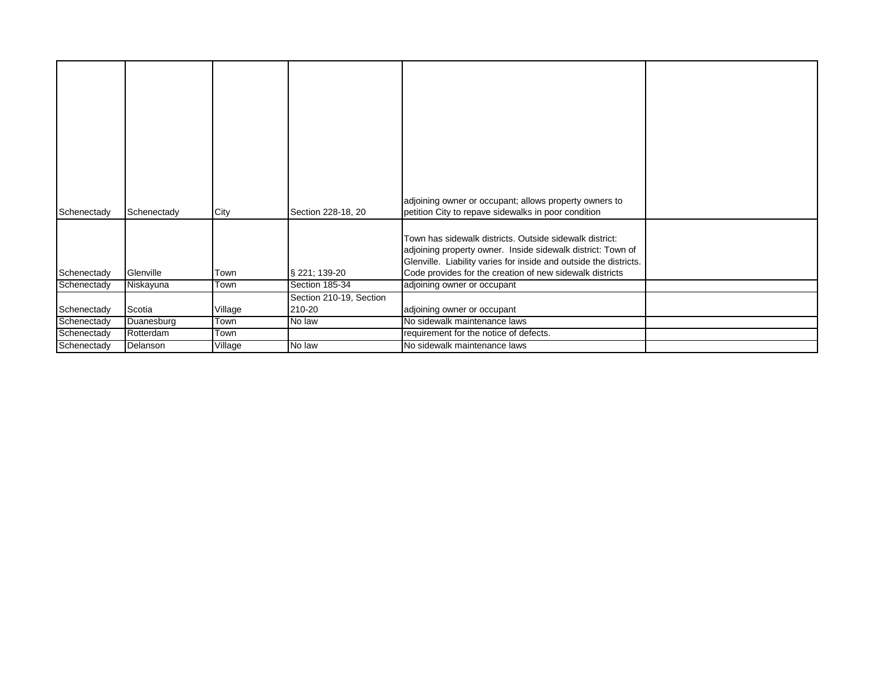| | | | | | |
|---|---|---|---|---|---|
| Schenectady | Schenectady | City | Section 228-18, 20 | adjoining owner or occupant; allows property owners to petition City to repave sidewalks in poor condition | |
| Schenectady | Glenville | Town | § 221; 139-20 | Town has sidewalk districts. Outside sidewalk district: adjoining property owner. Inside sidewalk district: Town of Glenville. Liability varies for inside and outside the districts. Code provides for the creation of new sidewalk districts | |
| Schenectady | Niskayuna | Town | Section 185-34 | adjoining owner or occupant | |
| Schenectady | Scotia | Village | Section 210-19, Section 210-20 | adjoining owner or occupant | |
| Schenectady | Duanesburg | Town | No law | No sidewalk maintenance laws | |
| Schenectady | Rotterdam | Town | | requirement for the notice of defects. | |
| Schenectady | Delanson | Village | No law | No sidewalk maintenance laws | |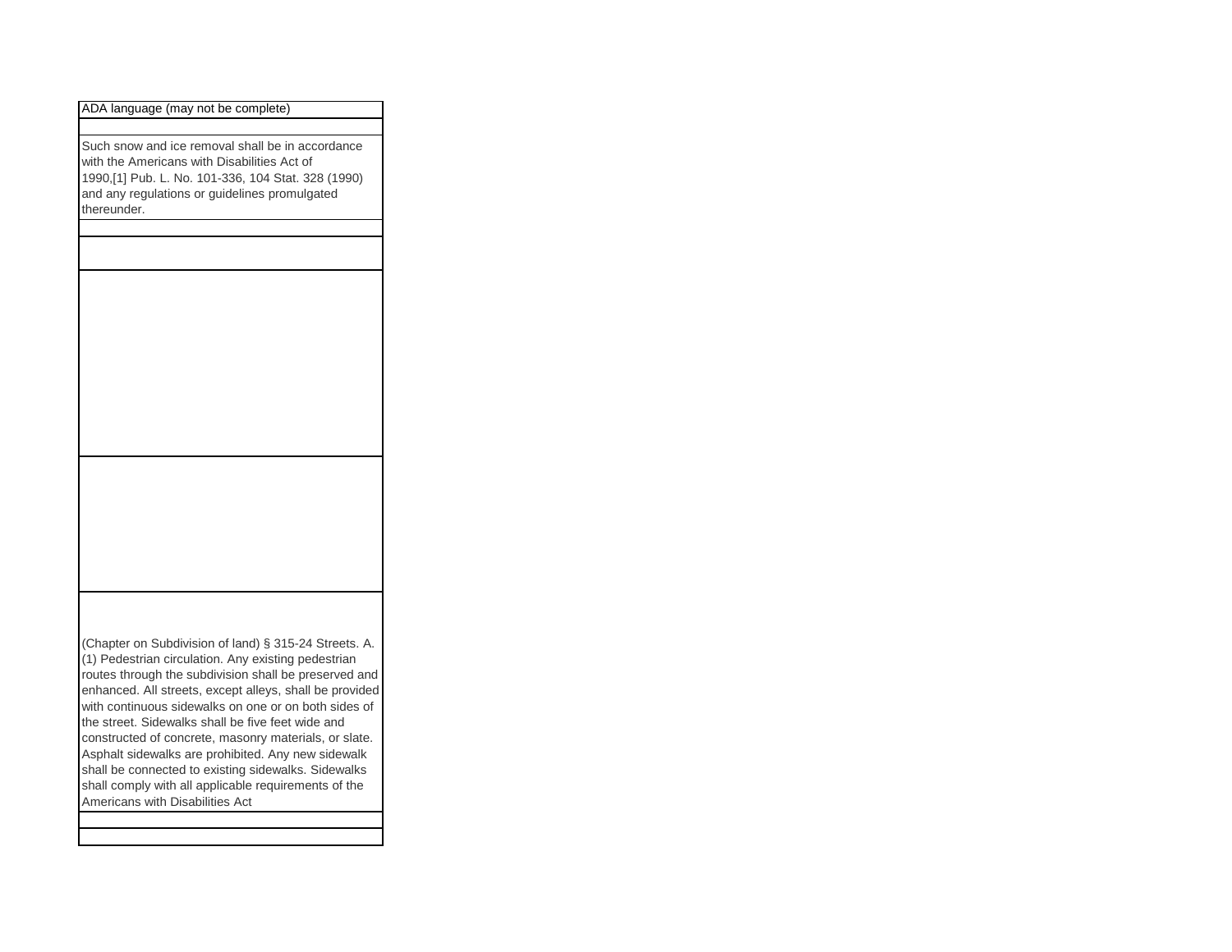| ADA language (may not be complete) |
| --- |
| |
| Such snow and ice removal shall be in accordance with the Americans with Disabilities Act of 1990,[1] Pub. L. No. 101-336, 104 Stat. 328 (1990) and any regulations or guidelines promulgated thereunder. |
| |
| |
| |
| |
| (Chapter on Subdivision of land) § 315-24 Streets. A. (1) Pedestrian circulation. Any existing pedestrian routes through the subdivision shall be preserved and enhanced. All streets, except alleys, shall be provided with continuous sidewalks on one or on both sides of the street. Sidewalks shall be five feet wide and constructed of concrete, masonry materials, or slate. Asphalt sidewalks are prohibited. Any new sidewalk shall be connected to existing sidewalks. Sidewalks shall comply with all applicable requirements of the Americans with Disabilities Act |
| |
| |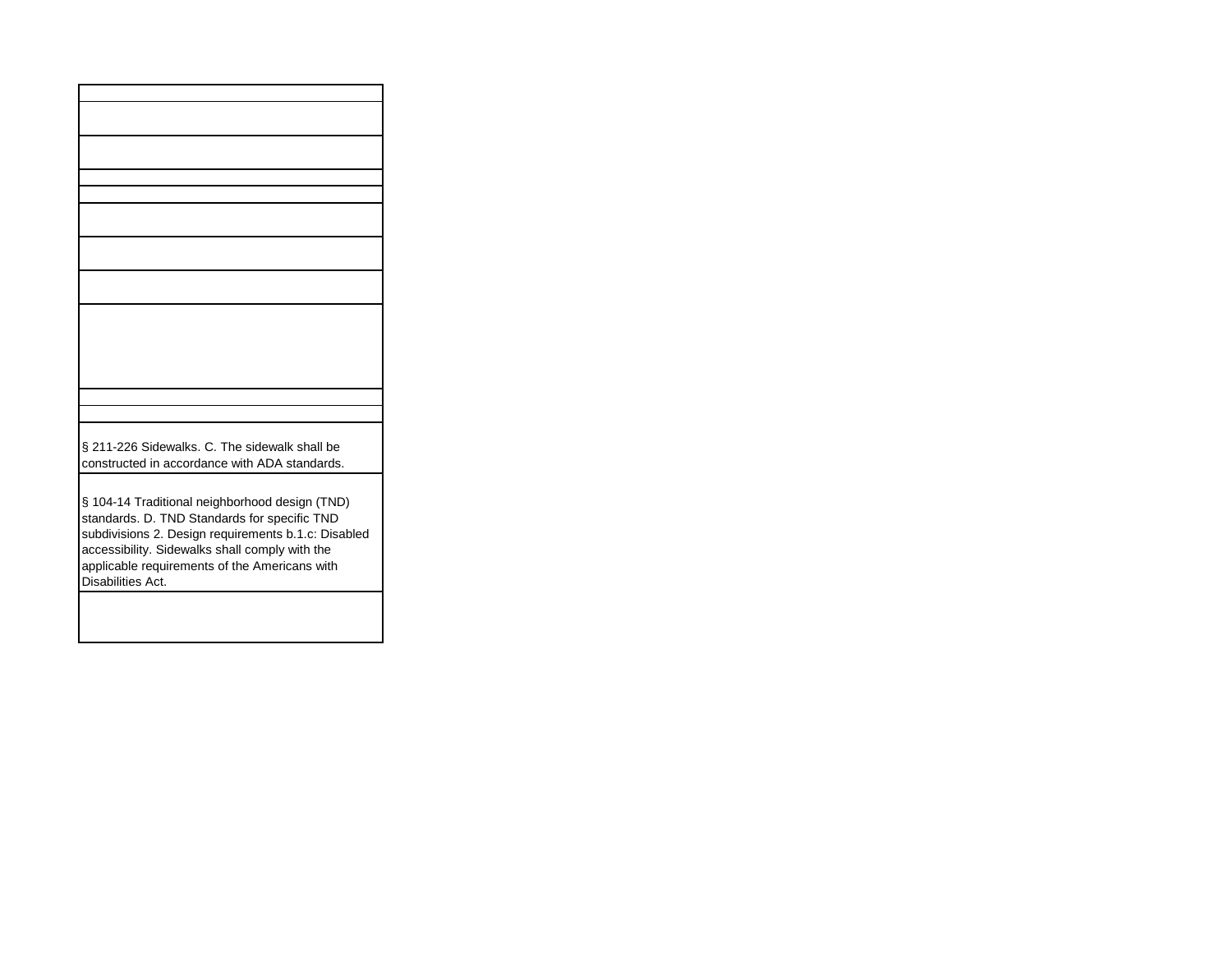| |
|---|
| |
| |
| |
| |
| |
| |
| |
| |
| |
| |
| § 211-226 Sidewalks. C. The sidewalk shall be constructed in accordance with ADA standards. |
| § 104-14 Traditional neighborhood design (TND) standards. D. TND Standards for specific TND subdivisions 2. Design requirements b.1.c: Disabled accessibility. Sidewalks shall comply with the applicable requirements of the Americans with Disabilities Act. |
| |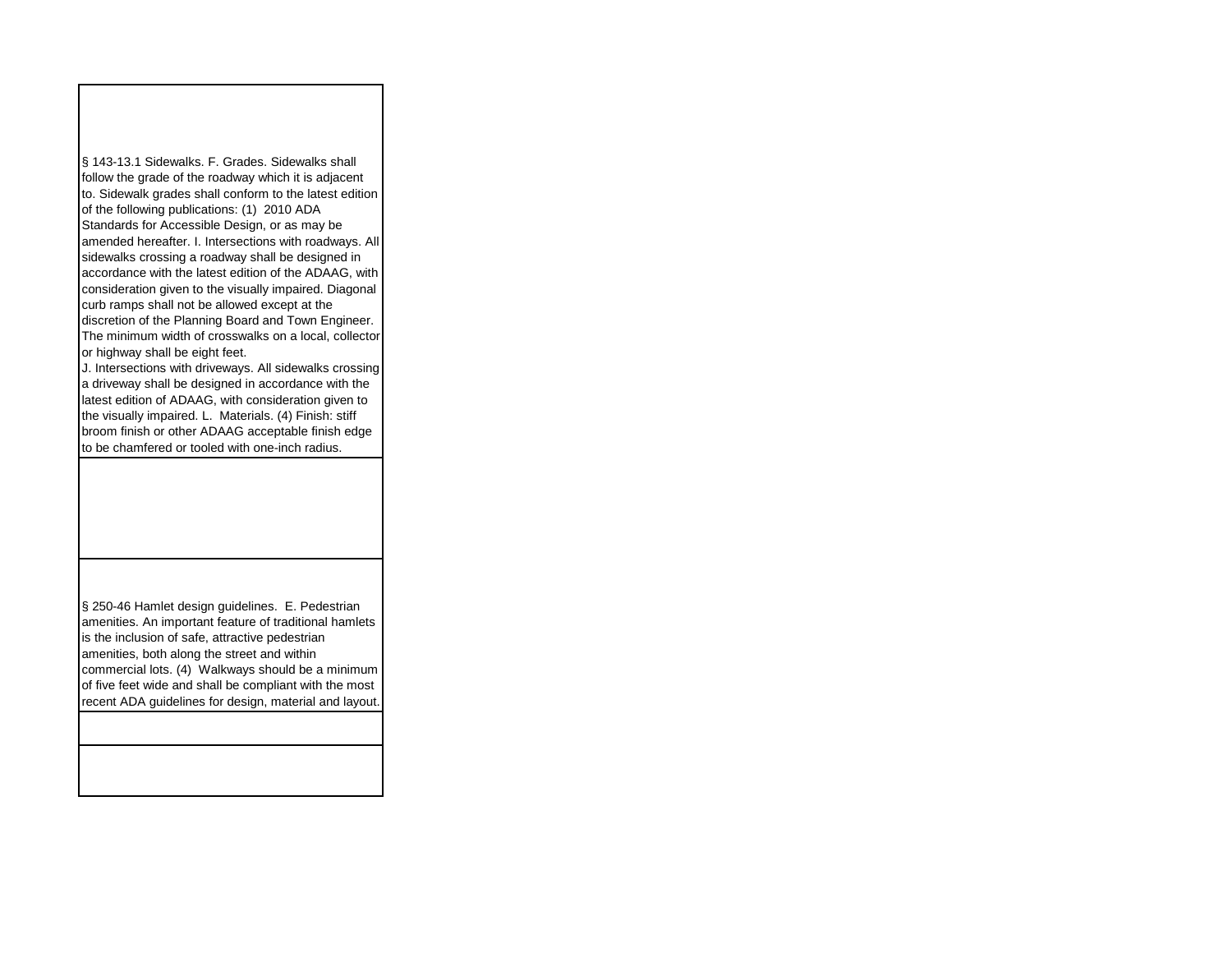| |
|---|
| § 143-13.1 Sidewalks. F. Grades. Sidewalks shall follow the grade of the roadway which it is adjacent to. Sidewalk grades shall conform to the latest edition of the following publications: (1) 2010 ADA Standards for Accessible Design, or as may be amended hereafter. I. Intersections with roadways. All sidewalks crossing a roadway shall be designed in accordance with the latest edition of the ADAAG, with consideration given to the visually impaired. Diagonal curb ramps shall not be allowed except at the discretion of the Planning Board and Town Engineer. The minimum width of crosswalks on a local, collector or highway shall be eight feet.<br>J. Intersections with driveways. All sidewalks crossing a driveway shall be designed in accordance with the latest edition of ADAAG, with consideration given to the visually impaired. L. Materials. (4) Finish: stiff broom finish or other ADAAG acceptable finish edge to be chamfered or tooled with one-inch radius. |
| |
| § 250-46 Hamlet design guidelines. E. Pedestrian amenities. An important feature of traditional hamlets is the inclusion of safe, attractive pedestrian amenities, both along the street and within commercial lots. (4) Walkways should be a minimum of five feet wide and shall be compliant with the most recent ADA guidelines for design, material and layout. |
| |
| |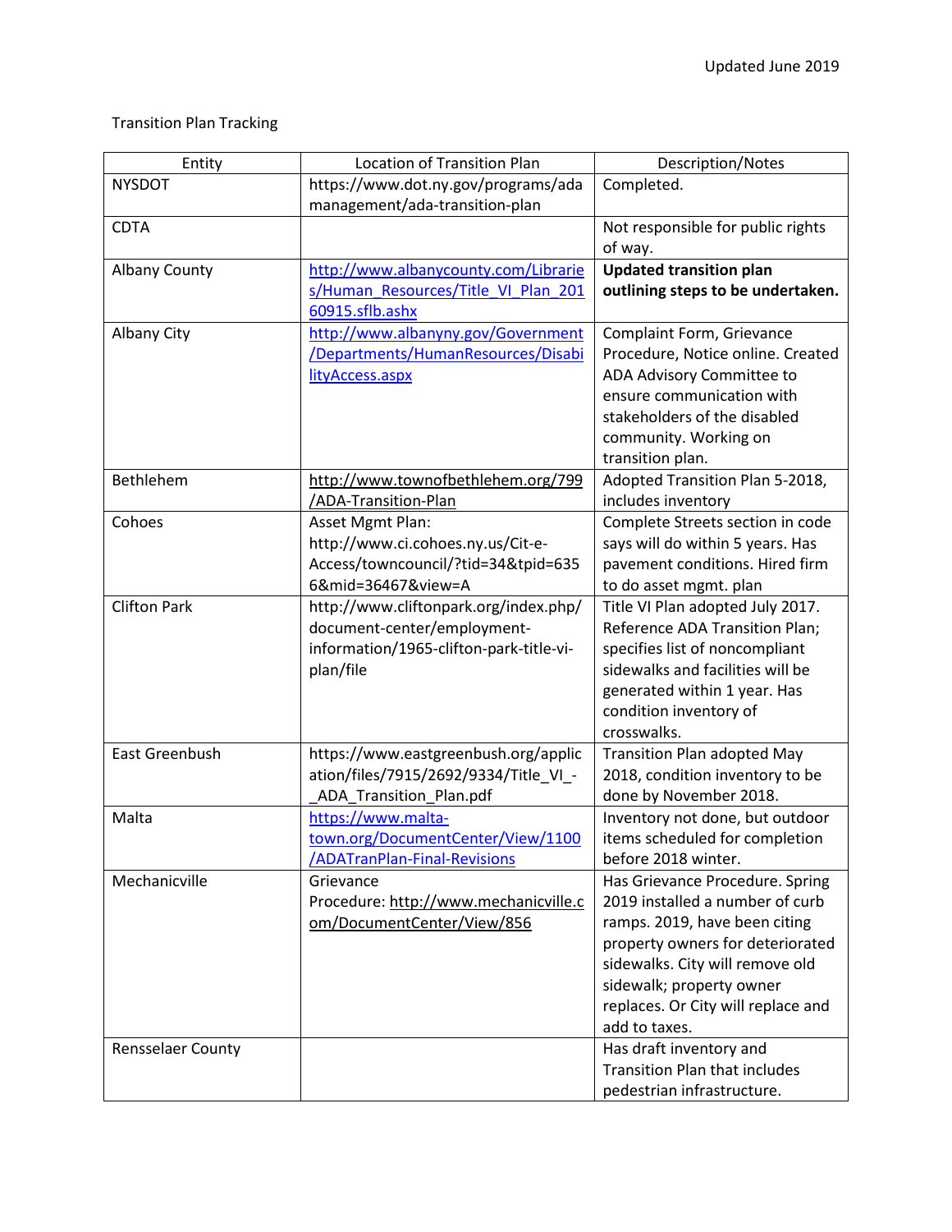Updated June 2019

Transition Plan Tracking

| Entity | Location of Transition Plan | Description/Notes |
|---|---|---|
| NYSDOT | https://www.dot.ny.gov/programs/adamanagement/ada-transition-plan | Completed. |
| CDTA | | Not responsible for public rights of way. |
| Albany County | http://www.albanycounty.com/Libraries/Human_Resources/Title_VI_Plan_20160915.sflb.ashx | **Updated transition plan outlining steps to be undertaken.** |
| Albany City | http://www.albanyny.gov/Government/Departments/HumanResources/DisabilityAccess.aspx | Complaint Form, Grievance Procedure, Notice online. Created ADA Advisory Committee to ensure communication with stakeholders of the disabled community. Working on transition plan. |
| Bethlehem | http://www.townofbethlehem.org/799/ADA-Transition-Plan | Adopted Transition Plan 5-2018, includes inventory |
| Cohoes | Asset Mgmt Plan: http://www.ci.cohoes.ny.us/Cit-e-Access/towncouncil/?tid=34&tpid=6356&mid=36467&view=A | Complete Streets section in code says will do within 5 years. Has pavement conditions. Hired firm to do asset mgmt. plan |
| Clifton Park | http://www.cliftonpark.org/index.php/document-center/employment-information/1965-clifton-park-title-vi-plan/file | Title VI Plan adopted July 2017. Reference ADA Transition Plan; specifies list of noncompliant sidewalks and facilities will be generated within 1 year. Has condition inventory of crosswalks. |
| East Greenbush | https://www.eastgreenbush.org/application/files/7915/2692/9334/Title_VI_-_ADA_Transition_Plan.pdf | Transition Plan adopted May 2018, condition inventory to be done by November 2018. |
| Malta | https://www.malta-town.org/DocumentCenter/View/1100/ADATranPlan-Final-Revisions | Inventory not done, but outdoor items scheduled for completion before 2018 winter. |
| Mechanicville | Grievance Procedure: http://www.mechanicville.com/DocumentCenter/View/856 | Has Grievance Procedure. Spring 2019 installed a number of curb ramps. 2019, have been citing property owners for deteriorated sidewalks. City will remove old sidewalk; property owner replaces. Or City will replace and add to taxes. |
| Rensselaer County | | Has draft inventory and Transition Plan that includes pedestrian infrastructure. |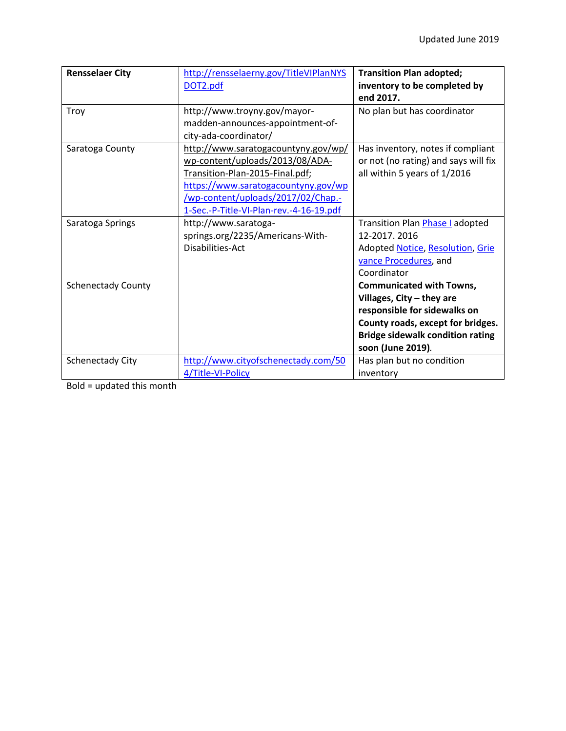| **Rensselaer City** | http://rensselaerny.gov/TitleVIPlanNYSDOT2.pdf | **Transition Plan adopted; inventory to be completed by end 2017.** |
|---|---|---|
| Troy | http://www.troyny.gov/mayor-madden-announces-appointment-of-city-ada-coordinator/ | No plan but has coordinator |
| Saratoga County | http://www.saratogacountyny.gov/wp/wp-content/uploads/2013/08/ADA-Transition-Plan-2015-Final.pdf; https://www.saratogacountyny.gov/wp/wp-content/uploads/2017/02/Chap.-1-Sec.-P-Title-VI-Plan-rev.-4-16-19.pdf | Has inventory, notes if compliant or not (no rating) and says will fix all within 5 years of 1/2016 |
| Saratoga Springs | http://www.saratoga-springs.org/2235/Americans-With-Disabilities-Act | Transition Plan Phase I adopted 12-2017. 2016 Adopted Notice, Resolution, Grievance Procedures, and Coordinator |
| Schenectady County | | **Communicated with Towns, Villages, City – they are responsible for sidewalks on County roads, except for bridges. Bridge sidewalk condition rating soon (June 2019)**. |
| Schenectady City | http://www.cityofschenectady.com/504/Title-VI-Policy | Has plan but no condition inventory |

Bold = updated this month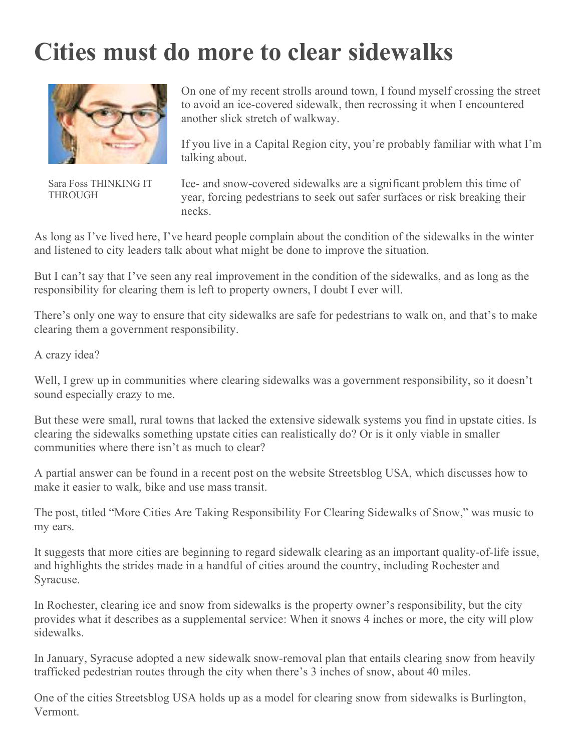# Cities must do more to clear sidewalks

Sara Foss THINKING IT THROUGH

On one of my recent strolls around town, I found myself crossing the street to avoid an ice-covered sidewalk, then recrossing it when I encountered another slick stretch of walkway.

If you live in a Capital Region city, you're probably familiar with what I'm talking about.

Ice- and snow-covered sidewalks are a significant problem this time of year, forcing pedestrians to seek out safer surfaces or risk breaking their necks.

As long as I've lived here, I've heard people complain about the condition of the sidewalks in the winter and listened to city leaders talk about what might be done to improve the situation.

But I can't say that I've seen any real improvement in the condition of the sidewalks, and as long as the responsibility for clearing them is left to property owners, I doubt I ever will.

There's only one way to ensure that city sidewalks are safe for pedestrians to walk on, and that's to make clearing them a government responsibility.

A crazy idea?

Well, I grew up in communities where clearing sidewalks was a government responsibility, so it doesn't sound especially crazy to me.

But these were small, rural towns that lacked the extensive sidewalk systems you find in upstate cities. Is clearing the sidewalks something upstate cities can realistically do? Or is it only viable in smaller communities where there isn't as much to clear?

A partial answer can be found in a recent post on the website Streetsblog USA, which discusses how to make it easier to walk, bike and use mass transit.

The post, titled "More Cities Are Taking Responsibility For Clearing Sidewalks of Snow," was music to my ears.

It suggests that more cities are beginning to regard sidewalk clearing as an important quality-of-life issue, and highlights the strides made in a handful of cities around the country, including Rochester and Syracuse.

In Rochester, clearing ice and snow from sidewalks is the property owner's responsibility, but the city provides what it describes as a supplemental service: When it snows 4 inches or more, the city will plow sidewalks.

In January, Syracuse adopted a new sidewalk snow-removal plan that entails clearing snow from heavily trafficked pedestrian routes through the city when there's 3 inches of snow, about 40 miles.

One of the cities Streetsblog USA holds up as a model for clearing snow from sidewalks is Burlington, Vermont.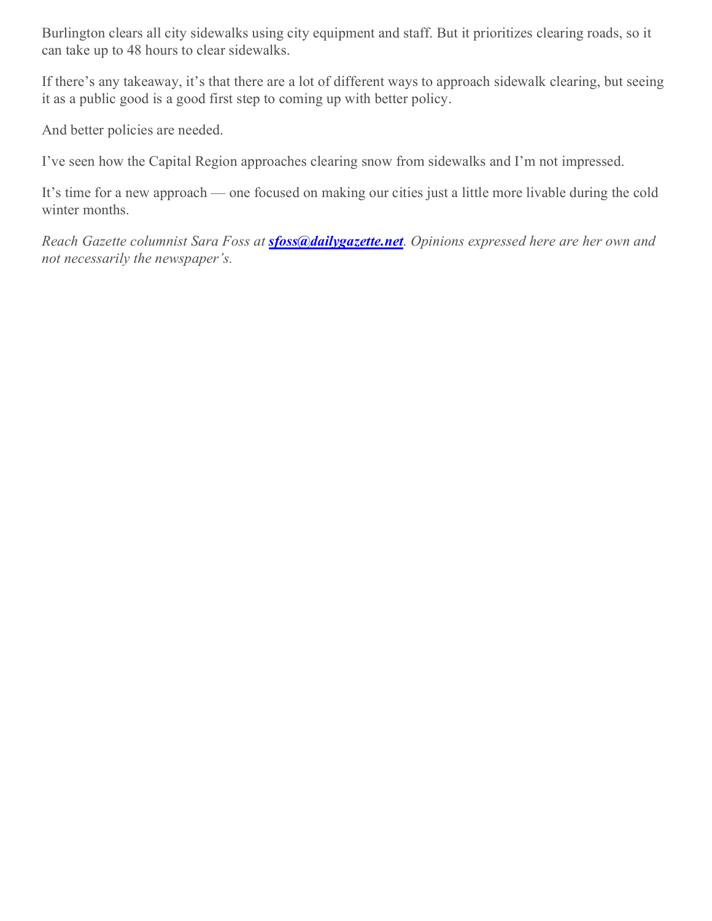Burlington clears all city sidewalks using city equipment and staff. But it prioritizes clearing roads, so it can take up to 48 hours to clear sidewalks.

If there's any takeaway, it's that there are a lot of different ways to approach sidewalk clearing, but seeing it as a public good is a good first step to coming up with better policy.

And better policies are needed.

I've seen how the Capital Region approaches clearing snow from sidewalks and I'm not impressed.

It's time for a new approach — one focused on making our cities just a little more livable during the cold winter months.

*Reach Gazette columnist Sara Foss at* ***sfoss@dailygazette.net****. Opinions expressed here are her own and not necessarily the newspaper's.*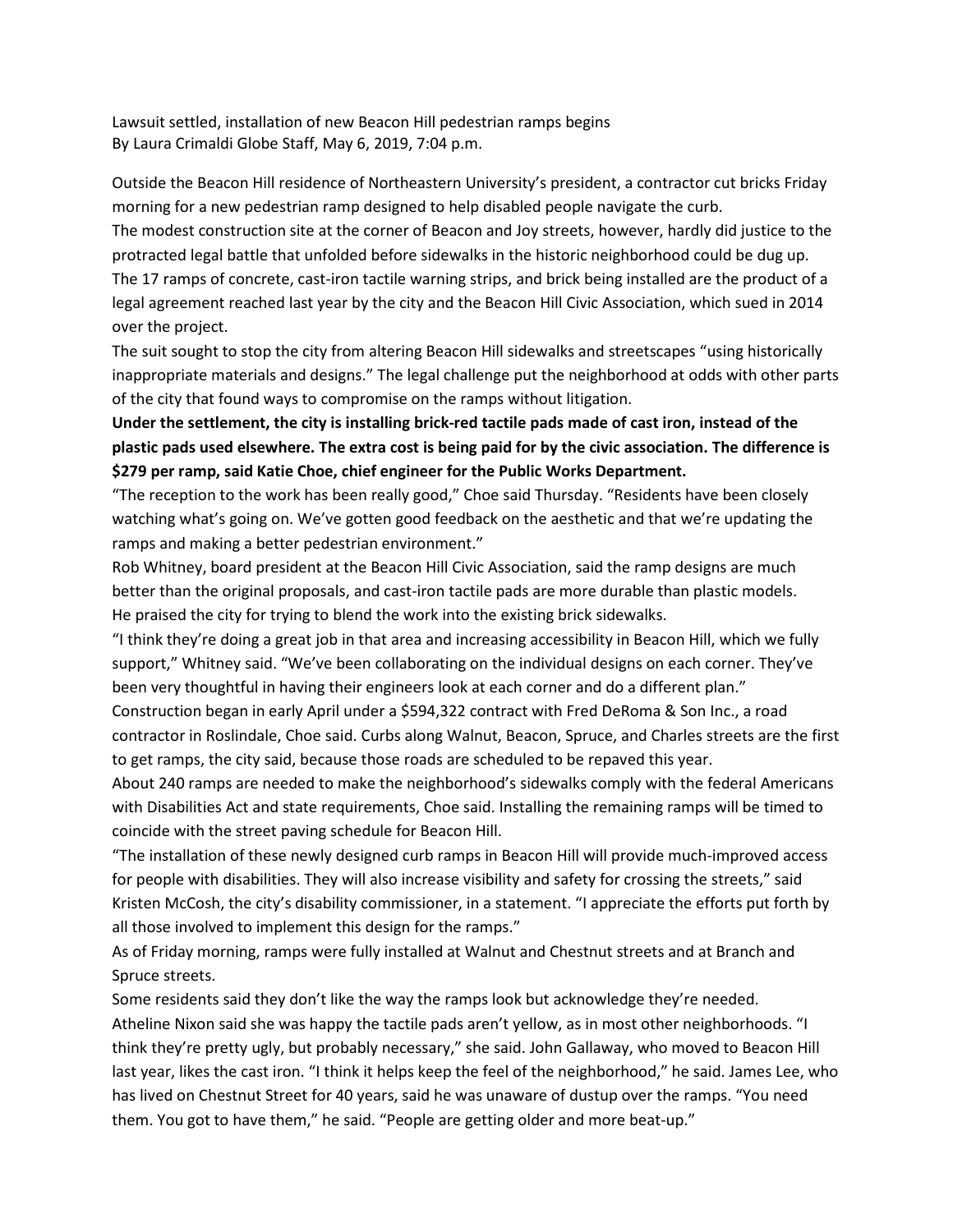Lawsuit settled, installation of new Beacon Hill pedestrian ramps begins
By Laura Crimaldi Globe Staff, May 6, 2019, 7:04 p.m.

Outside the Beacon Hill residence of Northeastern University's president, a contractor cut bricks Friday morning for a new pedestrian ramp designed to help disabled people navigate the curb.

The modest construction site at the corner of Beacon and Joy streets, however, hardly did justice to the protracted legal battle that unfolded before sidewalks in the historic neighborhood could be dug up.

The 17 ramps of concrete, cast-iron tactile warning strips, and brick being installed are the product of a legal agreement reached last year by the city and the Beacon Hill Civic Association, which sued in 2014 over the project.

The suit sought to stop the city from altering Beacon Hill sidewalks and streetscapes "using historically inappropriate materials and designs." The legal challenge put the neighborhood at odds with other parts of the city that found ways to compromise on the ramps without litigation.

**Under the settlement, the city is installing brick-red tactile pads made of cast iron, instead of the plastic pads used elsewhere. The extra cost is being paid for by the civic association. The difference is $279 per ramp, said Katie Choe, chief engineer for the Public Works Department.**

"The reception to the work has been really good," Choe said Thursday. "Residents have been closely watching what's going on. We've gotten good feedback on the aesthetic and that we're updating the ramps and making a better pedestrian environment."

Rob Whitney, board president at the Beacon Hill Civic Association, said the ramp designs are much better than the original proposals, and cast-iron tactile pads are more durable than plastic models. He praised the city for trying to blend the work into the existing brick sidewalks.

"I think they're doing a great job in that area and increasing accessibility in Beacon Hill, which we fully support," Whitney said. "We've been collaborating on the individual designs on each corner. They've been very thoughtful in having their engineers look at each corner and do a different plan."

Construction began in early April under a $594,322 contract with Fred DeRoma & Son Inc., a road contractor in Roslindale, Choe said. Curbs along Walnut, Beacon, Spruce, and Charles streets are the first to get ramps, the city said, because those roads are scheduled to be repaved this year.

About 240 ramps are needed to make the neighborhood's sidewalks comply with the federal Americans with Disabilities Act and state requirements, Choe said. Installing the remaining ramps will be timed to coincide with the street paving schedule for Beacon Hill.

"The installation of these newly designed curb ramps in Beacon Hill will provide much-improved access for people with disabilities. They will also increase visibility and safety for crossing the streets," said Kristen McCosh, the city's disability commissioner, in a statement. "I appreciate the efforts put forth by all those involved to implement this design for the ramps."

As of Friday morning, ramps were fully installed at Walnut and Chestnut streets and at Branch and Spruce streets.

Some residents said they don't like the way the ramps look but acknowledge they're needed.

Atheline Nixon said she was happy the tactile pads aren't yellow, as in most other neighborhoods. "I think they're pretty ugly, but probably necessary," she said. John Gallaway, who moved to Beacon Hill last year, likes the cast iron. "I think it helps keep the feel of the neighborhood," he said. James Lee, who has lived on Chestnut Street for 40 years, said he was unaware of dustup over the ramps. "You need them. You got to have them," he said. "People are getting older and more beat-up."